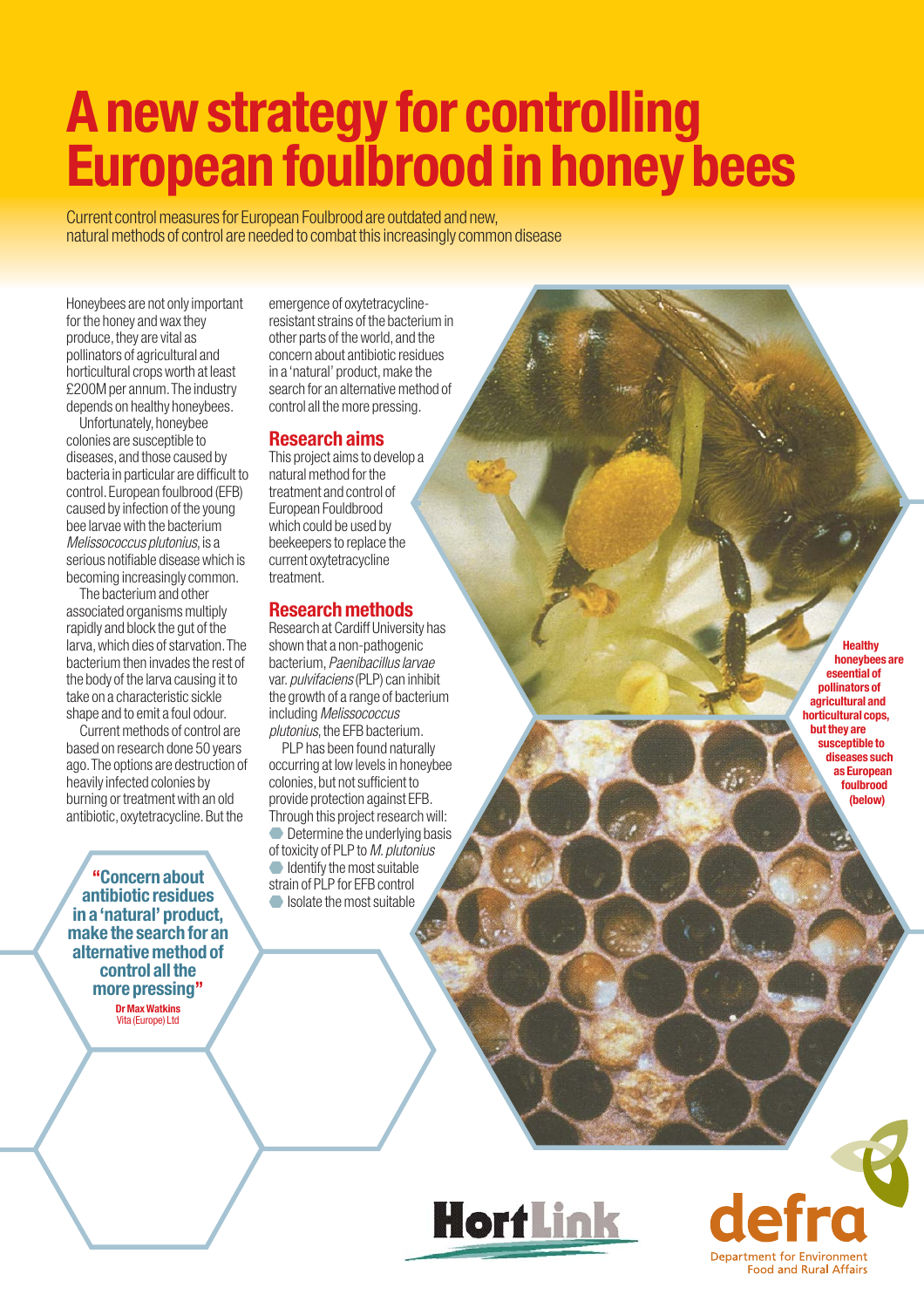# A new strategy for controlling European foulbrood in honey bees

Current control measures for European Foulbrood are outdated and new, natural methods of control are needed to combat this increasingly common disease

Honeybees are not only important for the honey and wax they produce, they are vital as pollinators of agricultural and horticultural crops worth at least £200M per annum. The industry depends on healthy honeybees.

Unfortunately, honeybee colonies are susceptible to diseases, and those caused by bacteria in particular are difficult to control. European foulbrood (EFB) caused by infection of the young bee larvae with the bacterium *Melissococcus plutonius*, is a serious notifiable disease which is becoming increasingly common.

The bacterium and other associated organisms multiply rapidly and block the gut of the larva, which dies of starvation. The bacterium then invades the rest of the body of the larva causing it to take on a characteristic sickle shape and to emit a foul odour.

Current methods of control are based on research done 50 years ago. The options are destruction of heavily infected colonies by burning or treatment with an old antibiotic, oxytetracycline. But the emergence of oxytetracycline-resistant strains of the bacterium in other parts of the world, and the concern about antibiotic residues in a 'natural' product, make the search for an alternative method of control all the more pressing.

> **"Concern about antibiotic residues in a 'natural' product, make the search for an alternative method of control all the more pressing"**
>
> **Dr Max Watkins**
> Vita (Europe) Ltd

## Research aims

This project aims to develop a natural method for the treatment and control of European Fouldbrood which could be used by beekeepers to replace the current oxytetracycline treatment.

## Research methods

Research at Cardiff University has shown that a non-pathogenic bacterium, *Paenibacillus larvae* var. *pulvifaciens* (PLP) can inhibit the growth of a range of bacterium including *Melissococcus plutonius*, the EFB bacterium.

PLP has been found naturally occurring at low levels in honeybee colonies, but not sufficient to provide protection against EFB. Through this project research will:

- Determine the underlying basis of toxicity of PLP to *M. plutonius*
- Identify the most suitable strain of PLP for EFB control
- Isolate the most suitable

**Healthy honeybees are essential of pollinators of agricultural and horticultural cops, but they are susceptible to diseases such as European foulbrood (below)**

HortLink

defra
Department for Environment Food and Rural Affairs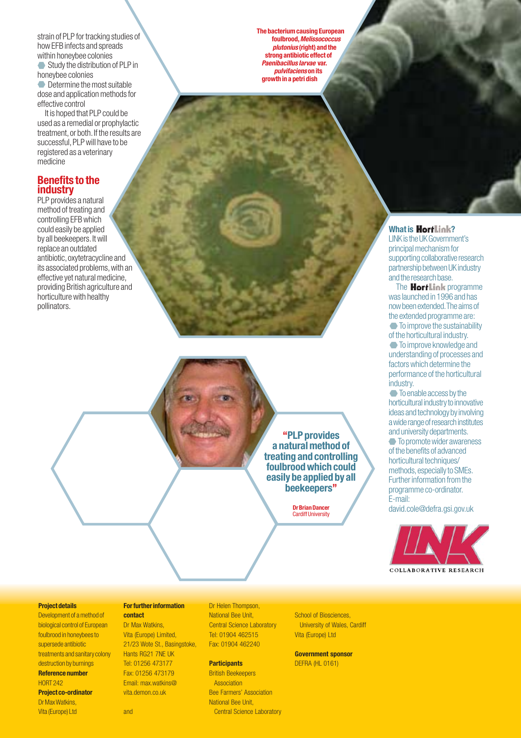strain of PLP for tracking studies of how EFB infects and spreads within honeybee colonies

- Study the distribution of PLP in honeybee colonies
- Determine the most suitable dose and application methods for effective control

It is hoped that PLP could be used as a remedial or prophylactic treatment, or both. If the results are successful, PLP will have to be registered as a veterinary medicine

## Benefits to the industry

PLP provides a natural method of treating and controlling EFB which could easily be applied by all beekeepers. It will replace an outdated antibiotic, oxytetracycline and its associated problems, with an effective yet natural medicine, providing British agriculture and horticulture with healthy pollinators.

**The bacterium causing European foulbrood, *Melissococcus plutonius* (right) and the strong antibiotic effect of *Paenibacillus larvae* var. *pulvifaciens* on its growth in a petri dish**

**"PLP provides a natural method of treating and controlling foulbrood which could easily be applied by all beekeepers"**

**Dr Brian Dancer**
Cardiff University

## What is HortLink?

LINK is the UK Government's principal mechanism for supporting collaborative research partnership between UK industry and the research base.

The HortLink programme was launched in 1996 and has now been extended. The aims of the extended programme are:

- To improve the sustainability of the horticultural industry.
- To improve knowledge and understanding of processes and factors which determine the performance of the horticultural industry.
- To enable access by the horticultural industry to innovative ideas and technology by involving a wide range of research institutes and university departments.
- To promote wider awareness of the benefits of advanced horticultural techniques/methods, especially to SMEs.

Further information from the programme co-ordinator.
E-mail:
david.cole@defra.gsi.gov.uk

LINK COLLABORATIVE RESEARCH

**Project details**
Development of a method of biological control of European foulbrood in honeybees to supersede antibiotic treatments and sanitary colony destruction by burnings

**Reference number**
HORT 242

**Project co-ordinator**
Dr Max Watkins,
Vita (Europe) Ltd

**For further information contact**
Dr Max Watkins,
Vita (Europe) Limited,
21/23 Wote St., Basingstoke,
Hants RG21 7NE UK
Tel: 01256 473177
Fax: 01256 473179
Email: max.watkins@vita.demon.co.uk

and

Dr Helen Thompson,
National Bee Unit,
Central Science Laboratory
Tel: 01904 462515
Fax: 01904 462240

**Participants**
British Beekeepers Association
Bee Farmers' Association
National Bee Unit, Central Science Laboratory
School of Biosciences, University of Wales, Cardiff
Vita (Europe) Ltd

**Government sponsor**
DEFRA (HL 0161)